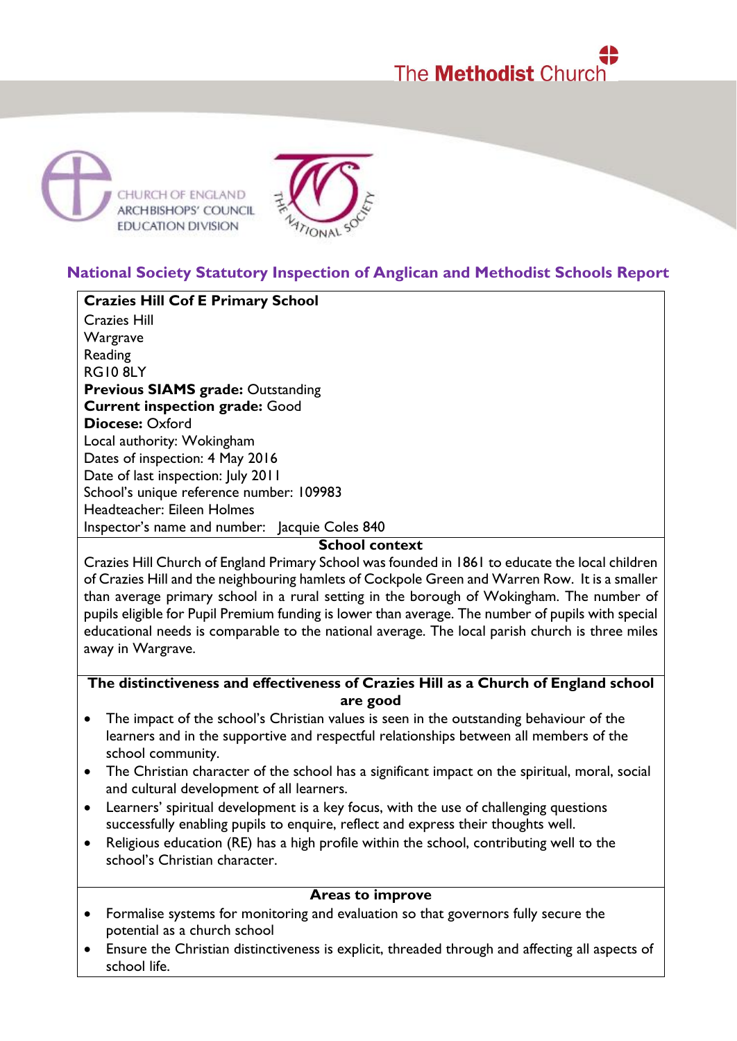The Methodist Church

CHURCH OF ENGLAND
ARCHBISHOPS' COUNCIL
EDUCATION DIVISION

THE NATIONAL SOCIETY

# National Society Statutory Inspection of Anglican and Methodist Schools Report

**Crazies Hill Cof E Primary School**
Crazies Hill
Wargrave
Reading
RG10 8LY
**Previous SIAMS grade:** Outstanding
**Current inspection grade:** Good
**Diocese:** Oxford
Local authority: Wokingham
Dates of inspection: 4 May 2016
Date of last inspection: July 2011
School's unique reference number: 109983
Headteacher: Eileen Holmes
Inspector's name and number: Jacquie Coles 840

## School context

Crazies Hill Church of England Primary School was founded in 1861 to educate the local children of Crazies Hill and the neighbouring hamlets of Cockpole Green and Warren Row. It is a smaller than average primary school in a rural setting in the borough of Wokingham. The number of pupils eligible for Pupil Premium funding is lower than average. The number of pupils with special educational needs is comparable to the national average. The local parish church is three miles away in Wargrave.

## The distinctiveness and effectiveness of Crazies Hill as a Church of England school are good

- The impact of the school's Christian values is seen in the outstanding behaviour of the learners and in the supportive and respectful relationships between all members of the school community.
- The Christian character of the school has a significant impact on the spiritual, moral, social and cultural development of all learners.
- Learners' spiritual development is a key focus, with the use of challenging questions successfully enabling pupils to enquire, reflect and express their thoughts well.
- Religious education (RE) has a high profile within the school, contributing well to the school's Christian character.

## Areas to improve

- Formalise systems for monitoring and evaluation so that governors fully secure the potential as a church school
- Ensure the Christian distinctiveness is explicit, threaded through and affecting all aspects of school life.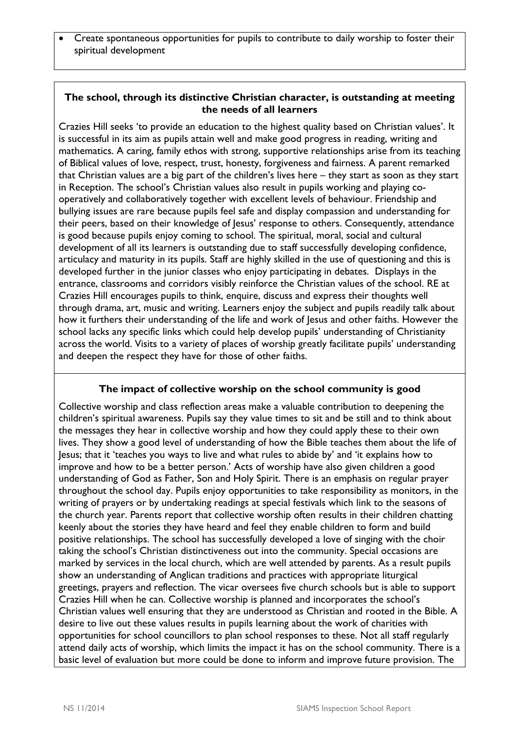- Create spontaneous opportunities for pupils to contribute to daily worship to foster their spiritual development

### The school, through its distinctive Christian character, is outstanding at meeting the needs of all learners

Crazies Hill seeks 'to provide an education to the highest quality based on Christian values'. It is successful in its aim as pupils attain well and make good progress in reading, writing and mathematics. A caring, family ethos with strong, supportive relationships arise from its teaching of Biblical values of love, respect, trust, honesty, forgiveness and fairness. A parent remarked that Christian values are a big part of the children's lives here – they start as soon as they start in Reception. The school's Christian values also result in pupils working and playing co-operatively and collaboratively together with excellent levels of behaviour. Friendship and bullying issues are rare because pupils feel safe and display compassion and understanding for their peers, based on their knowledge of Jesus' response to others. Consequently, attendance is good because pupils enjoy coming to school. The spiritual, moral, social and cultural development of all its learners is outstanding due to staff successfully developing confidence, articulacy and maturity in its pupils. Staff are highly skilled in the use of questioning and this is developed further in the junior classes who enjoy participating in debates. Displays in the entrance, classrooms and corridors visibly reinforce the Christian values of the school. RE at Crazies Hill encourages pupils to think, enquire, discuss and express their thoughts well through drama, art, music and writing. Learners enjoy the subject and pupils readily talk about how it furthers their understanding of the life and work of Jesus and other faiths. However the school lacks any specific links which could help develop pupils' understanding of Christianity across the world. Visits to a variety of places of worship greatly facilitate pupils' understanding and deepen the respect they have for those of other faiths.

### The impact of collective worship on the school community is good

Collective worship and class reflection areas make a valuable contribution to deepening the children's spiritual awareness. Pupils say they value times to sit and be still and to think about the messages they hear in collective worship and how they could apply these to their own lives. They show a good level of understanding of how the Bible teaches them about the life of Jesus; that it 'teaches you ways to live and what rules to abide by' and 'it explains how to improve and how to be a better person.' Acts of worship have also given children a good understanding of God as Father, Son and Holy Spirit. There is an emphasis on regular prayer throughout the school day. Pupils enjoy opportunities to take responsibility as monitors, in the writing of prayers or by undertaking readings at special festivals which link to the seasons of the church year. Parents report that collective worship often results in their children chatting keenly about the stories they have heard and feel they enable children to form and build positive relationships. The school has successfully developed a love of singing with the choir taking the school's Christian distinctiveness out into the community. Special occasions are marked by services in the local church, which are well attended by parents. As a result pupils show an understanding of Anglican traditions and practices with appropriate liturgical greetings, prayers and reflection. The vicar oversees five church schools but is able to support Crazies Hill when he can. Collective worship is planned and incorporates the school's Christian values well ensuring that they are understood as Christian and rooted in the Bible. A desire to live out these values results in pupils learning about the work of charities with opportunities for school councillors to plan school responses to these. Not all staff regularly attend daily acts of worship, which limits the impact it has on the school community. There is a basic level of evaluation but more could be done to inform and improve future provision. The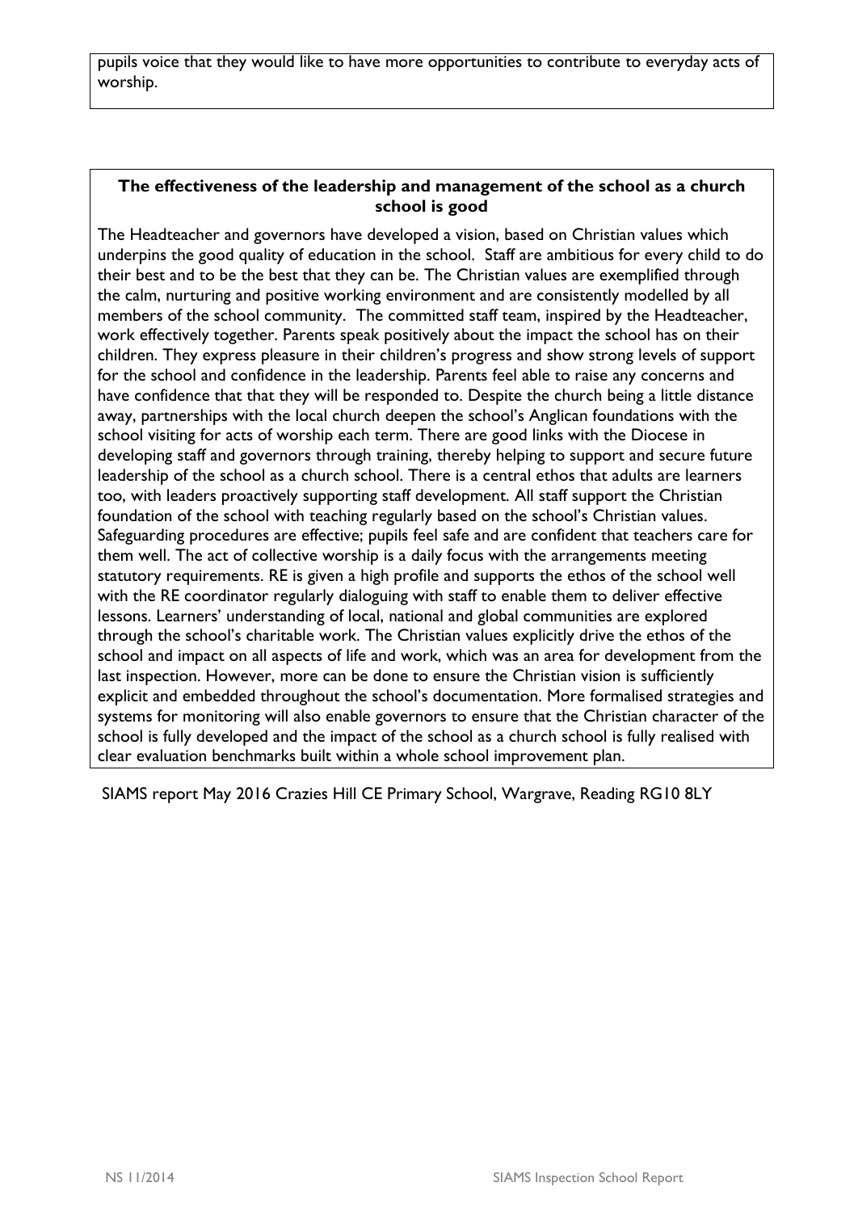pupils voice that they would like to have more opportunities to contribute to everyday acts of worship.

**The effectiveness of the leadership and management of the school as a church school is good**

The Headteacher and governors have developed a vision, based on Christian values which underpins the good quality of education in the school. Staff are ambitious for every child to do their best and to be the best that they can be. The Christian values are exemplified through the calm, nurturing and positive working environment and are consistently modelled by all members of the school community. The committed staff team, inspired by the Headteacher, work effectively together. Parents speak positively about the impact the school has on their children. They express pleasure in their children's progress and show strong levels of support for the school and confidence in the leadership. Parents feel able to raise any concerns and have confidence that that they will be responded to. Despite the church being a little distance away, partnerships with the local church deepen the school's Anglican foundations with the school visiting for acts of worship each term. There are good links with the Diocese in developing staff and governors through training, thereby helping to support and secure future leadership of the school as a church school. There is a central ethos that adults are learners too, with leaders proactively supporting staff development. All staff support the Christian foundation of the school with teaching regularly based on the school's Christian values. Safeguarding procedures are effective; pupils feel safe and are confident that teachers care for them well. The act of collective worship is a daily focus with the arrangements meeting statutory requirements. RE is given a high profile and supports the ethos of the school well with the RE coordinator regularly dialoguing with staff to enable them to deliver effective lessons. Learners' understanding of local, national and global communities are explored through the school's charitable work. The Christian values explicitly drive the ethos of the school and impact on all aspects of life and work, which was an area for development from the last inspection. However, more can be done to ensure the Christian vision is sufficiently explicit and embedded throughout the school's documentation. More formalised strategies and systems for monitoring will also enable governors to ensure that the Christian character of the school is fully developed and the impact of the school as a church school is fully realised with clear evaluation benchmarks built within a whole school improvement plan.

SIAMS report May 2016 Crazies Hill CE Primary School, Wargrave, Reading RG10 8LY